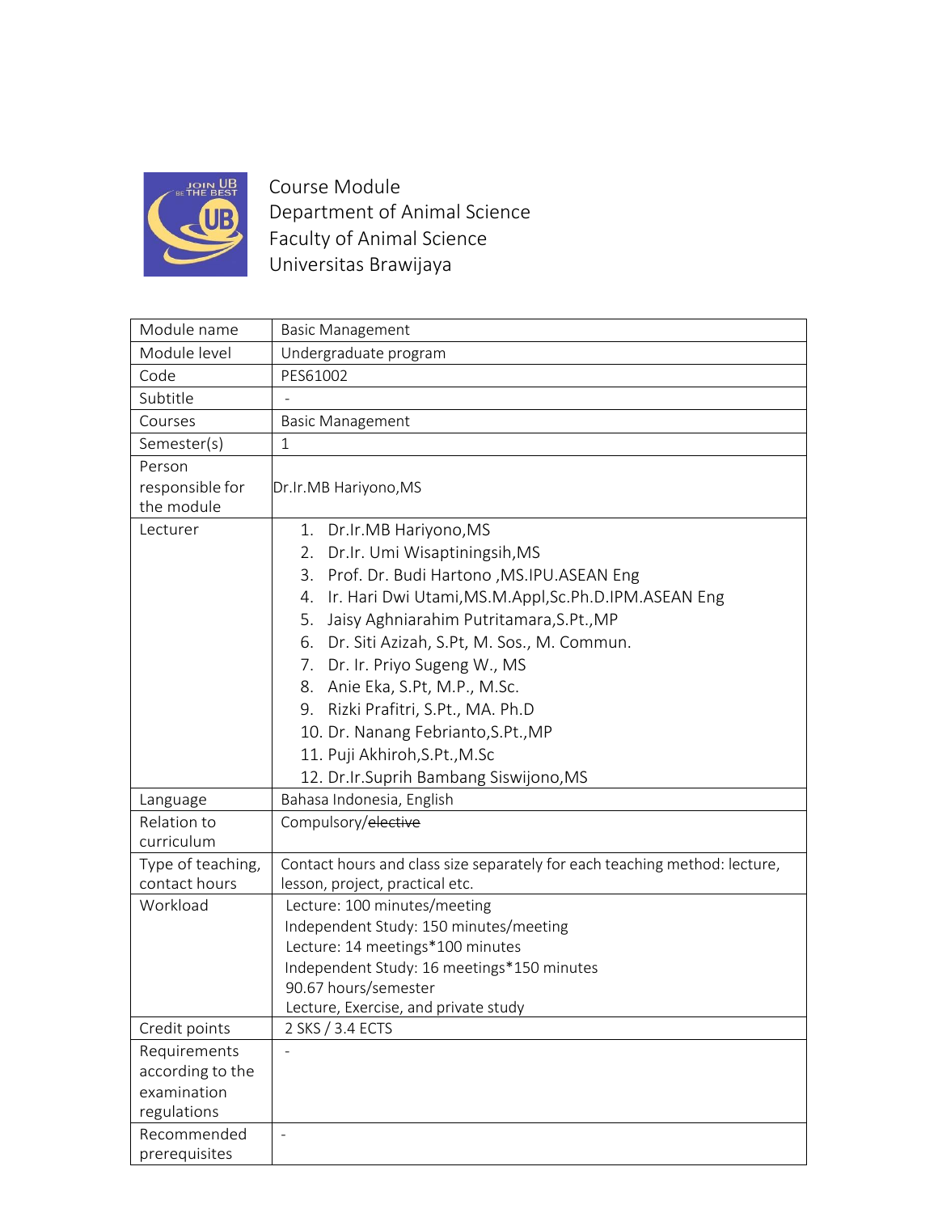Course Module
Department of Animal Science
Faculty of Animal Science
Universitas Brawijaya

| Module name | Basic Management |
|---|---|
| Module level | Undergraduate program |
| Code | PES61002 |
| Subtitle | - |
| Courses | Basic Management |
| Semester(s) | 1 |
| Person responsible for the module | Dr.Ir.MB Hariyono,MS |
| Lecturer | 1. Dr.Ir.MB Hariyono,MS<br>2. Dr.Ir. Umi Wisaptiningsih,MS<br>3. Prof. Dr. Budi Hartono ,MS.IPU.ASEAN Eng<br>4. Ir. Hari Dwi Utami,MS.M.Appl,Sc.Ph.D.IPM.ASEAN Eng<br>5. Jaisy Aghniarahim Putritamara,S.Pt.,MP<br>6. Dr. Siti Azizah, S.Pt, M. Sos., M. Commun.<br>7. Dr. Ir. Priyo Sugeng W., MS<br>8. Anie Eka, S.Pt, M.P., M.Sc.<br>9. Rizki Prafitri, S.Pt., MA. Ph.D<br>10. Dr. Nanang Febrianto,S.Pt.,MP<br>11. Puji Akhiroh,S.Pt.,M.Sc<br>12. Dr.Ir.Suprih Bambang Siswijono,MS |
| Language | Bahasa Indonesia, English |
| Relation to curriculum | Compulsory/~~elective~~ |
| Type of teaching, contact hours | Contact hours and class size separately for each teaching method: lecture, lesson, project, practical etc. |
| Workload | Lecture: 100 minutes/meeting<br>Independent Study: 150 minutes/meeting<br>Lecture: 14 meetings*100 minutes<br>Independent Study: 16 meetings*150 minutes<br>90.67 hours/semester<br>Lecture, Exercise, and private study |
| Credit points | 2 SKS / 3.4 ECTS |
| Requirements according to the examination regulations | - |
| Recommended prerequisites | - |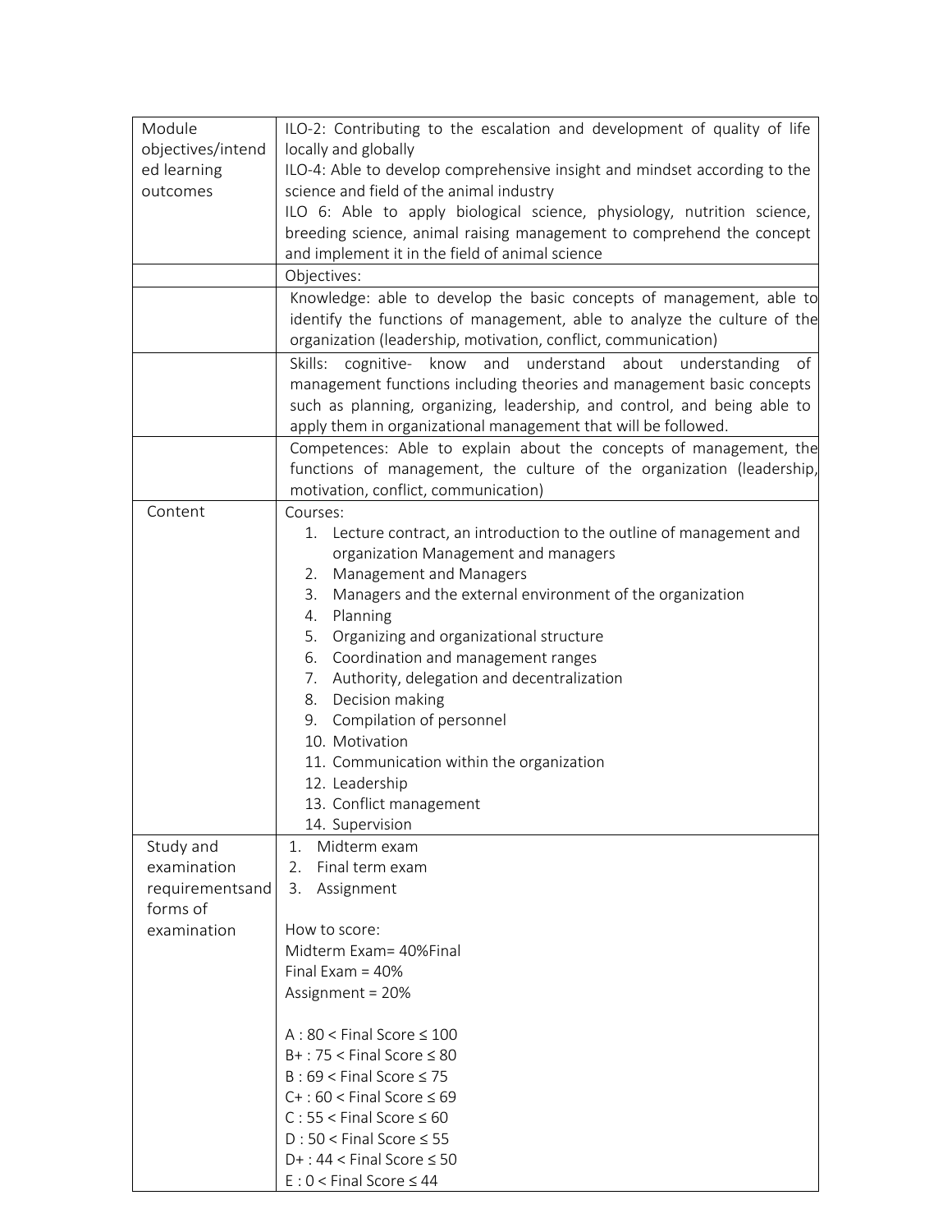| Module objectives/intended learning outcomes | ILO-2: Contributing to the escalation and development of quality of life locally and globally<br>ILO-4: Able to develop comprehensive insight and mindset according to the science and field of the animal industry<br>ILO 6: Able to apply biological science, physiology, nutrition science, breeding science, animal raising management to comprehend the concept and implement it in the field of animal science |
|---|---|
| | Objectives: |
| | Knowledge: able to develop the basic concepts of management, able to identify the functions of management, able to analyze the culture of the organization (leadership, motivation, conflict, communication) |
| | Skills: cognitive- know and understand about understanding of management functions including theories and management basic concepts such as planning, organizing, leadership, and control, and being able to apply them in organizational management that will be followed. |
| | Competences: Able to explain about the concepts of management, the functions of management, the culture of the organization (leadership, motivation, conflict, communication) |
| Content | Courses:<br>1. Lecture contract, an introduction to the outline of management and organization Management and managers<br>2. Management and Managers<br>3. Managers and the external environment of the organization<br>4. Planning<br>5. Organizing and organizational structure<br>6. Coordination and management ranges<br>7. Authority, delegation and decentralization<br>8. Decision making<br>9. Compilation of personnel<br>10. Motivation<br>11. Communication within the organization<br>12. Leadership<br>13. Conflict management<br>14. Supervision |
| Study and examination requirementsand forms of examination | 1. Midterm exam<br>2. Final term exam<br>3. Assignment<br><br>How to score:<br>Midterm Exam= 40%Final<br>Final Exam = 40%<br>Assignment = 20%<br><br>A : 80 < Final Score ≤ 100<br>B+ : 75 < Final Score ≤ 80<br>B : 69 < Final Score ≤ 75<br>C+ : 60 < Final Score ≤ 69<br>C : 55 < Final Score ≤ 60<br>D : 50 < Final Score ≤ 55<br>D+ : 44 < Final Score ≤ 50<br>E : 0 < Final Score ≤ 44 |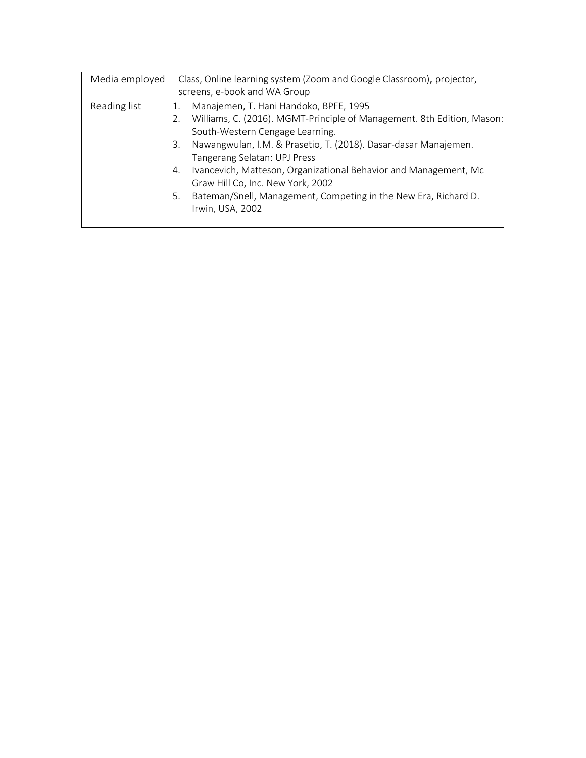| | |
|---|---|
| Media employed | Class, Online learning system (Zoom and Google Classroom), projector, screens, e-book and WA Group |
| Reading list | 1. Manajemen, T. Hani Handoko, BPFE, 1995<br>2. Williams, C. (2016). MGMT-Principle of Management. 8th Edition, Mason: South-Western Cengage Learning.<br>3. Nawangwulan, I.M. & Prasetio, T. (2018). Dasar-dasar Manajemen. Tangerang Selatan: UPJ Press<br>4. Ivancevich, Matteson, Organizational Behavior and Management, Mc Graw Hill Co, Inc. New York, 2002<br>5. Bateman/Snell, Management, Competing in the New Era, Richard D. Irwin, USA, 2002 |